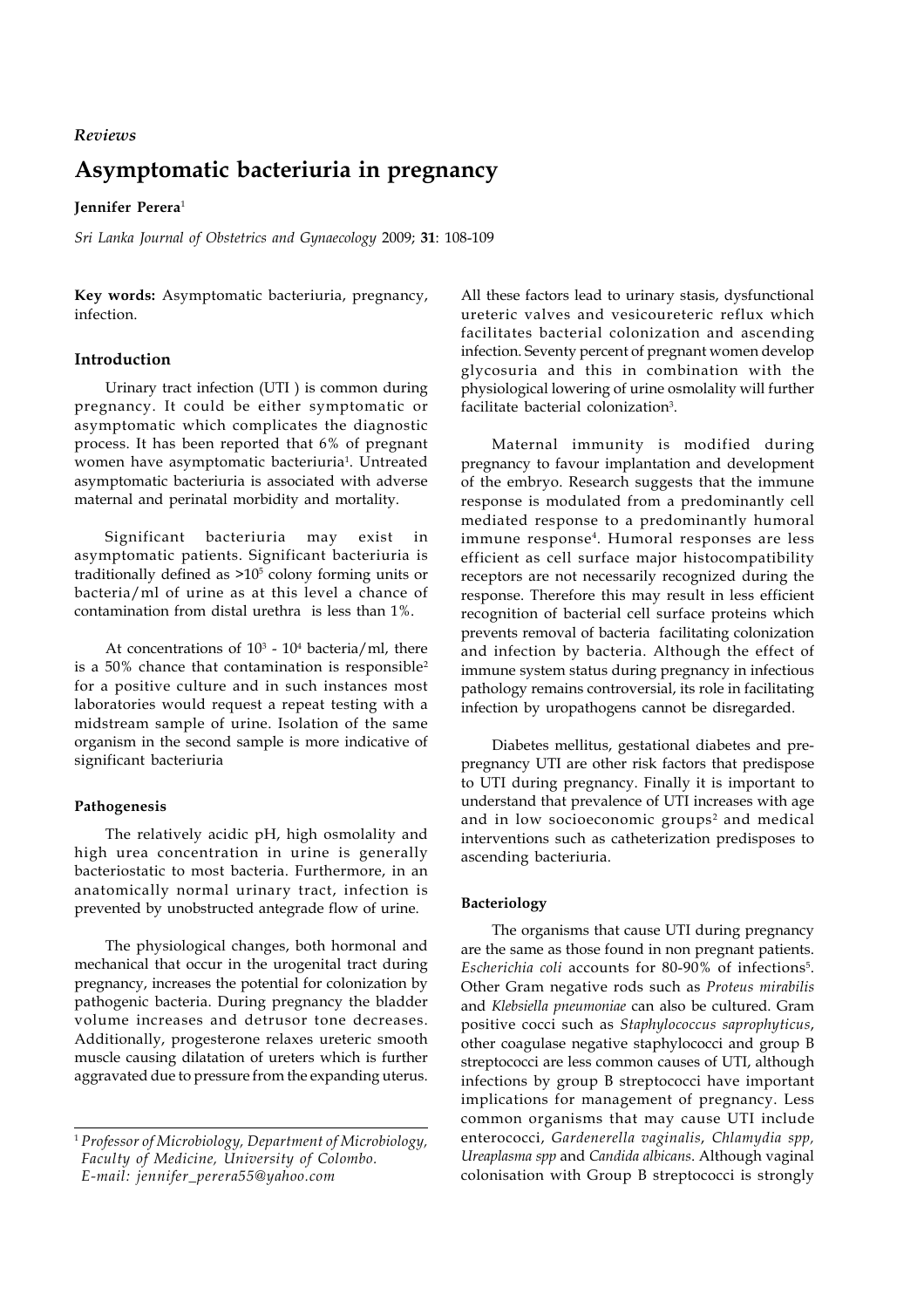*Reviews*

# Asymptomatic bacteriuria in pregnancy

**Jennifer Perera**[1]

*Sri Lanka Journal of Obstetrics and Gynaecology* 2009; **31**: 108-109

**Key words:** Asymptomatic bacteriuria, pregnancy, infection.

## Introduction

Urinary tract infection (UTI ) is common during pregnancy. It could be either symptomatic or asymptomatic which complicates the diagnostic process. It has been reported that 6% of pregnant women have asymptomatic bacteriuria[1]. Untreated asymptomatic bacteriuria is associated with adverse maternal and perinatal morbidity and mortality.

Significant bacteriuria may exist in asymptomatic patients. Significant bacteriuria is traditionally defined as $>10^5$ colony forming units or bacteria/ml of urine as at this level a chance of contamination from distal urethra is less than 1%.

At concentrations of $10^3$ - $10^4$ bacteria/ml, there is a 50% chance that contamination is responsible[2] for a positive culture and in such instances most laboratories would request a repeat testing with a midstream sample of urine. Isolation of the same organism in the second sample is more indicative of significant bacteriuria

### Pathogenesis

The relatively acidic pH, high osmolality and high urea concentration in urine is generally bacteriostatic to most bacteria. Furthermore, in an anatomically normal urinary tract, infection is prevented by unobstructed antegrade flow of urine.

The physiological changes, both hormonal and mechanical that occur in the urogenital tract during pregnancy, increases the potential for colonization by pathogenic bacteria. During pregnancy the bladder volume increases and detrusor tone decreases. Additionally, progesterone relaxes ureteric smooth muscle causing dilatation of ureters which is further aggravated due to pressure from the expanding uterus. All these factors lead to urinary stasis, dysfunctional ureteric valves and vesicoureteric reflux which facilitates bacterial colonization and ascending infection. Seventy percent of pregnant women develop glycosuria and this in combination with the physiological lowering of urine osmolality will further facilitate bacterial colonization[3].

Maternal immunity is modified during pregnancy to favour implantation and development of the embryo. Research suggests that the immune response is modulated from a predominantly cell mediated response to a predominantly humoral immune response[4]. Humoral responses are less efficient as cell surface major histocompatibility receptors are not necessarily recognized during the response. Therefore this may result in less efficient recognition of bacterial cell surface proteins which prevents removal of bacteria facilitating colonization and infection by bacteria. Although the effect of immune system status during pregnancy in infectious pathology remains controversial, its role in facilitating infection by uropathogens cannot be disregarded.

Diabetes mellitus, gestational diabetes and pre-pregnancy UTI are other risk factors that predispose to UTI during pregnancy. Finally it is important to understand that prevalence of UTI increases with age and in low socioeconomic groups[2] and medical interventions such as catheterization predisposes to ascending bacteriuria.

### Bacteriology

The organisms that cause UTI during pregnancy are the same as those found in non pregnant patients. *Escherichia coli* accounts for 80-90% of infections[5]. Other Gram negative rods such as *Proteus mirabilis* and *Klebsiella pneumoniae* can also be cultured. Gram positive cocci such as *Staphylococcus saprophyticus*, other coagulase negative staphylococci and group B streptococci are less common causes of UTI, although infections by group B streptococci have important implications for management of pregnancy. Less common organisms that may cause UTI include enterococci, *Gardenerella vaginalis*, *Chlamydia spp*, *Ureaplasma spp* and *Candida albicans*. Although vaginal colonisation with Group B streptococci is strongly

[1] *Professor of Microbiology, Department of Microbiology, Faculty of Medicine, University of Colombo. E-mail: jennifer_perera55@yahoo.com*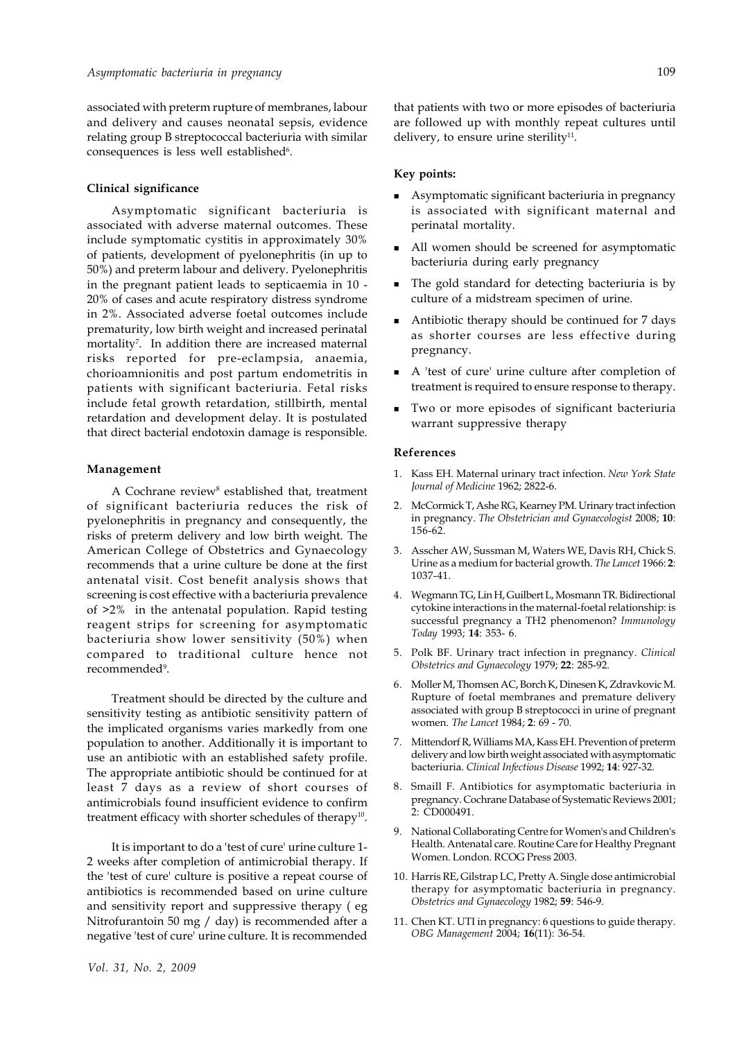associated with preterm rupture of membranes, labour and delivery and causes neonatal sepsis, evidence relating group B streptococcal bacteriuria with similar consequences is less well established[6].

**Clinical significance**

Asymptomatic significant bacteriuria is associated with adverse maternal outcomes. These include symptomatic cystitis in approximately 30% of patients, development of pyelonephritis (in up to 50%) and preterm labour and delivery. Pyelonephritis in the pregnant patient leads to septicaemia in 10 - 20% of cases and acute respiratory distress syndrome in 2%. Associated adverse foetal outcomes include prematurity, low birth weight and increased perinatal mortality[7]. In addition there are increased maternal risks reported for pre-eclampsia, anaemia, chorioamnionitis and post partum endometritis in patients with significant bacteriuria. Fetal risks include fetal growth retardation, stillbirth, mental retardation and development delay. It is postulated that direct bacterial endotoxin damage is responsible.

**Management**

A Cochrane review[8] established that, treatment of significant bacteriuria reduces the risk of pyelonephritis in pregnancy and consequently, the risks of preterm delivery and low birth weight. The American College of Obstetrics and Gynaecology recommends that a urine culture be done at the first antenatal visit. Cost benefit analysis shows that screening is cost effective with a bacteriuria prevalence of >2% in the antenatal population. Rapid testing reagent strips for screening for asymptomatic bacteriuria show lower sensitivity (50%) when compared to traditional culture hence not recommended[9].

Treatment should be directed by the culture and sensitivity testing as antibiotic sensitivity pattern of the implicated organisms varies markedly from one population to another. Additionally it is important to use an antibiotic with an established safety profile. The appropriate antibiotic should be continued for at least 7 days as a review of short courses of antimicrobials found insufficient evidence to confirm treatment efficacy with shorter schedules of therapy[10].

It is important to do a 'test of cure' urine culture 1-2 weeks after completion of antimicrobial therapy. If the 'test of cure' culture is positive a repeat course of antibiotics is recommended based on urine culture and sensitivity report and suppressive therapy ( eg Nitrofurantoin 50 mg / day) is recommended after a negative 'test of cure' urine culture. It is recommended that patients with two or more episodes of bacteriuria are followed up with monthly repeat cultures until delivery, to ensure urine sterility[11].

**Key points:**

- Asymptomatic significant bacteriuria in pregnancy is associated with significant maternal and perinatal mortality.
- All women should be screened for asymptomatic bacteriuria during early pregnancy
- The gold standard for detecting bacteriuria is by culture of a midstream specimen of urine.
- Antibiotic therapy should be continued for 7 days as shorter courses are less effective during pregnancy.
- A 'test of cure' urine culture after completion of treatment is required to ensure response to therapy.
- Two or more episodes of significant bacteriuria warrant suppressive therapy

**References**

1. Kass EH. Maternal urinary tract infection. *New York State Journal of Medicine* 1962; 2822-6.
2. McCormick T, Ashe RG, Kearney PM. Urinary tract infection in pregnancy. *The Obstetrician and Gynaecologist* 2008; **10**: 156-62.
3. Asscher AW, Sussman M, Waters WE, Davis RH, Chick S. Urine as a medium for bacterial growth. *The Lancet* 1966: **2**: 1037-41.
4. Wegmann TG, Lin H, Guilbert L, Mosmann TR. Bidirectional cytokine interactions in the maternal-foetal relationship: is successful pregnancy a TH2 phenomenon? *Immunology Today* 1993; **14**: 353- 6.
5. Polk BF. Urinary tract infection in pregnancy. *Clinical Obstetrics and Gynaecology* 1979; **22**: 285-92.
6. Moller M, Thomsen AC, Borch K, Dinesen K, Zdravkovic M. Rupture of foetal membranes and premature delivery associated with group B streptococci in urine of pregnant women. *The Lancet* 1984; **2**: 69 - 70.
7. Mittendorf R, Williams MA, Kass EH. Prevention of preterm delivery and low birth weight associated with asymptomatic bacteriuria. *Clinical Infectious Disease* 1992; **14**: 927-32.
8. Smaill F. Antibiotics for asymptomatic bacteriuria in pregnancy. Cochrane Database of Systematic Reviews 2001; 2: CD000491.
9. National Collaborating Centre for Women's and Children's Health. Antenatal care. Routine Care for Healthy Pregnant Women. London. RCOG Press 2003.
10. Harris RE, Gilstrap LC, Pretty A. Single dose antimicrobial therapy for asymptomatic bacteriuria in pregnancy. *Obstetrics and Gynaecology* 1982; **59**: 546-9.
11. Chen KT. UTI in pregnancy: 6 questions to guide therapy. *OBG Management* 2004; **16**(11): 36-54.